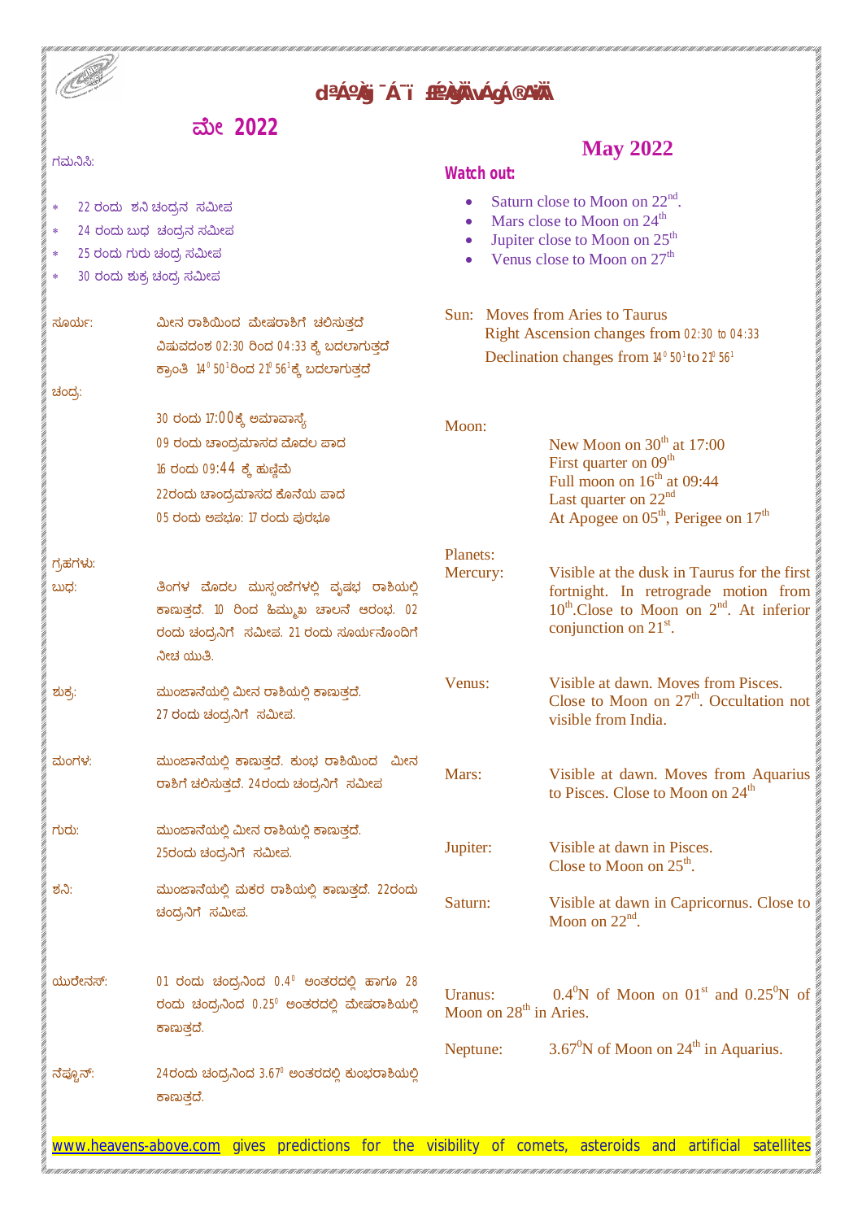# ಮೇ 2022

ಗಮನಿಸಿ:

* 22 ರಂದು ಶನಿ ಚಂದ್ರನ ಸಮೀಪ
* 24 ರಂದು ಬುಧ ಚಂದ್ರನ ಸಮೀಪ
* 25 ರಂದು ಗುರು ಚಂದ್ರ ಸಮೀಪ
* 30 ರಂದು ಶುಕ್ರ ಚಂದ್ರ ಸಮೀಪ

ಸೂರ್ಯ: ಮೀನ ರಾಶಿಯಿಂದ ಮೇಷರಾಶಿಗೆ ಚಲಿಸುತ್ತದೆ
ವಿಷುವದಂಶ 02:30 ರಿಂದ 04:33 ಕ್ಕೆ ಬದಲಾಗುತ್ತದೆ
ಕ್ರಾಂತಿ $14^0\ 50^1$ರಿಂದ $21^0\ 56^1$ಕ್ಕೆ ಬದಲಾಗುತ್ತದೆ

ಚಂದ್ರ:
30 ರಂದು 17:00ಕ್ಕೆ ಅಮಾವಾಸ್ಯೆ
09 ರಂದು ಚಾಂದ್ರಮಾಸದ ಮೊದಲ ಪಾದ
16 ರಂದು 09:44 ಕ್ಕೆ ಹುಣ್ಣಿಮೆ
22ರಂದು ಚಾಂದ್ರಮಾಸದ ಕೊನೆಯ ಪಾದ
05 ರಂದು ಅಪಭೂ: 17 ರಂದು ಪುರಭೂ

ಗ್ರಹಗಳು:

ಬುಧ: ತಿಂಗಳ ಮೊದಲ ಮುಸ್ಸಂಜೆಗಳಲ್ಲಿ ವೃಷಭ ರಾಶಿಯಲ್ಲಿ ಕಾಣುತ್ತದೆ. 10 ರಿಂದ ಹಿಮ್ಮುಖ ಚಾಲನೆ ಆರಂಭ. 02 ರಂದು ಚಂದ್ರನಿಗೆ ಸಮೀಪ. 21 ರಂದು ಸೂರ್ಯನೊಂದಿಗೆ ನೀಚ ಯುತಿ.

ಶುಕ್ರ: ಮುಂಜಾನೆಯಲ್ಲಿ ಮೀನ ರಾಶಿಯಲ್ಲಿ ಕಾಣುತ್ತದೆ. 27 ರಂದು ಚಂದ್ರನಿಗೆ ಸಮೀಪ.

ಮಂಗಳ: ಮುಂಜಾನೆಯಲ್ಲಿ ಕಾಣುತ್ತದೆ. ಕುಂಭ ರಾಶಿಯಿಂದ ಮೀನ ರಾಶಿಗೆ ಚಲಿಸುತ್ತದೆ. 24ರಂದು ಚಂದ್ರನಿಗೆ ಸಮೀಪ

ಗುರು: ಮುಂಜಾನೆಯಲ್ಲಿ ಮೀನ ರಾಶಿಯಲ್ಲಿ ಕಾಣುತ್ತದೆ. 25ರಂದು ಚಂದ್ರನಿಗೆ ಸಮೀಪ.

ಶನಿ: ಮುಂಜಾನೆಯಲ್ಲಿ ಮಕರ ರಾಶಿಯಲ್ಲಿ ಕಾಣುತ್ತದೆ. 22ರಂದು ಚಂದ್ರನಿಗೆ ಸಮೀಪ.

ಯುರೇನಸ್: 01 ರಂದು ಚಂದ್ರನಿಂದ $0.4^0$ ಅಂತರದಲ್ಲಿ ಹಾಗೂ 28 ರಂದು ಚಂದ್ರನಿಂದ $0.25^0$ ಅಂತರದಲ್ಲಿ ಮೇಷರಾಶಿಯಲ್ಲಿ ಕಾಣುತ್ತದೆ.

ನೆಪ್ಚೂನ್: 24ರಂದು ಚಂದ್ರನಿಂದ $3.67^0$ ಅಂತರದಲ್ಲಿ ಕುಂಭರಾಶಿಯಲ್ಲಿ ಕಾಣುತ್ತದೆ.

# May 2022

**Watch out:**

- Saturn close to Moon on 22nd.
- Mars close to Moon on 24th
- Jupiter close to Moon on 25th
- Venus close to Moon on 27th

Sun: Moves from Aries to Taurus
Right Ascension changes from 02:30 to 04:33
Declination changes from $14^0\ 50^1$ to $21^0\ 56^1$

Moon:
New Moon on 30th at 17:00
First quarter on 09th
Full moon on 16th at 09:44
Last quarter on 22nd
At Apogee on 05th, Perigee on 17th

Planets:

Mercury: Visible at the dusk in Taurus for the first fortnight. In retrograde motion from 10th. Close to Moon on 2nd. At inferior conjunction on 21st.

Venus: Visible at dawn. Moves from Pisces. Close to Moon on 27th. Occultation not visible from India.

Mars: Visible at dawn. Moves from Aquarius to Pisces. Close to Moon on 24th

Jupiter: Visible at dawn in Pisces. Close to Moon on 25th.

Saturn: Visible at dawn in Capricornus. Close to Moon on 22nd.

Uranus: $0.4^0$N of Moon on 01st and $0.25^0$N of Moon on 28th in Aries.

Neptune: $3.67^0$N of Moon on 24th in Aquarius.

www.heavens-above.com gives predictions for the visibility of comets, asteroids and artificial satellites